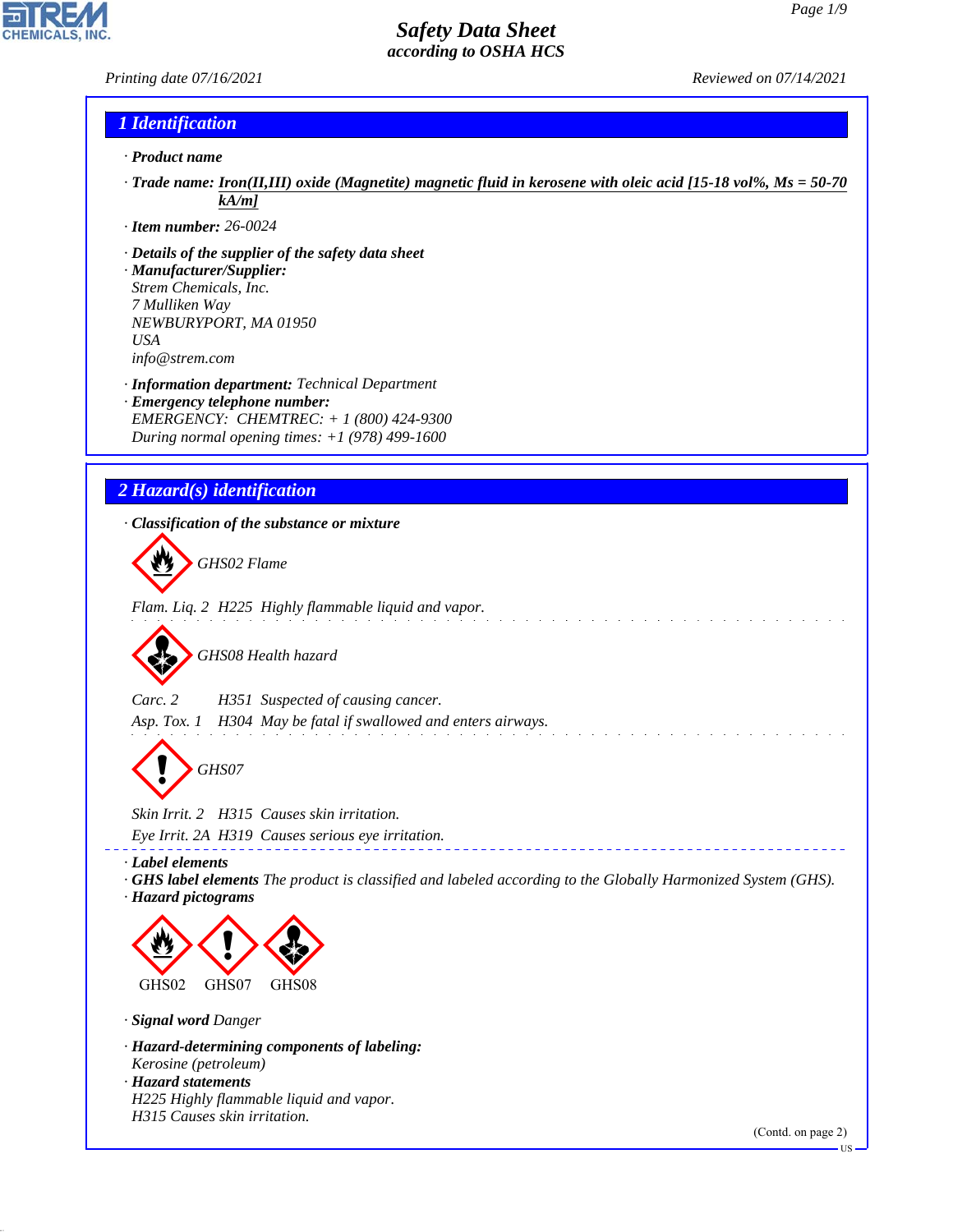# Safety Data Sheet
### according to OSHA HCS

Printing date 07/16/2021 Reviewed on 07/14/2021

## 1 Identification

· **Product name**

· **Trade name:** Iron(II,III) oxide (Magnetite) magnetic fluid in kerosene with oleic acid [15-18 vol%, Ms = 50-70 kA/m]

· **Item number:** 26-0024

· **Details of the supplier of the safety data sheet**
· **Manufacturer/Supplier:**
Strem Chemicals, Inc.
7 Mulliken Way
NEWBURYPORT, MA 01950
USA
info@strem.com

· **Information department:** Technical Department
· **Emergency telephone number:**
EMERGENCY: CHEMTREC: + 1 (800) 424-9300
During normal opening times: +1 (978) 499-1600

## 2 Hazard(s) identification

· **Classification of the substance or mixture**

GHS02 Flame

Flam. Liq. 2 H225 Highly flammable liquid and vapor.

GHS08 Health hazard

Carc. 2 H351 Suspected of causing cancer.
Asp. Tox. 1 H304 May be fatal if swallowed and enters airways.

GHS07

Skin Irrit. 2 H315 Causes skin irritation.
Eye Irrit. 2A H319 Causes serious eye irritation.

· **Label elements**
· **GHS label elements** The product is classified and labeled according to the Globally Harmonized System (GHS).
· **Hazard pictograms**

GHS02 GHS07 GHS08

· **Signal word** Danger

· **Hazard-determining components of labeling:**
Kerosine (petroleum)
· **Hazard statements**
H225 Highly flammable liquid and vapor.
H315 Causes skin irritation.

(Contd. on page 2)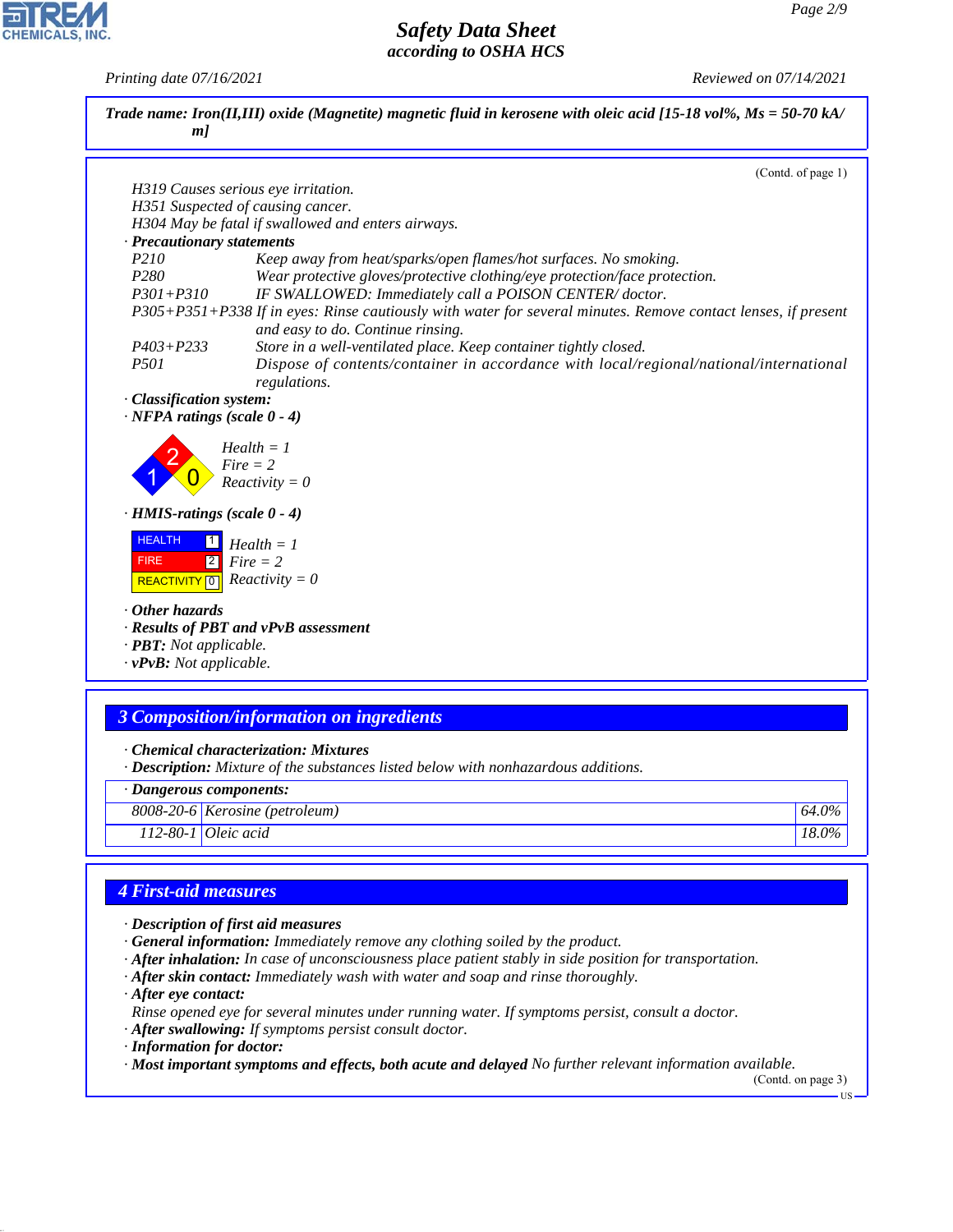**Trade name: Iron(II,III) oxide (Magnetite) magnetic fluid in kerosene with oleic acid [15-18 vol%, Ms = 50-70 kA/m]**

(Contd. of page 1)

H319 Causes serious eye irritation.
H351 Suspected of causing cancer.
H304 May be fatal if swallowed and enters airways.

· **Precautionary statements**

| | |
|---|---|
| P210 | Keep away from heat/sparks/open flames/hot surfaces. No smoking. |
| P280 | Wear protective gloves/protective clothing/eye protection/face protection. |
| P301+P310 | IF SWALLOWED: Immediately call a POISON CENTER/ doctor. |
| P305+P351+P338 | If in eyes: Rinse cautiously with water for several minutes. Remove contact lenses, if present and easy to do. Continue rinsing. |
| P403+P233 | Store in a well-ventilated place. Keep container tightly closed. |
| P501 | Dispose of contents/container in accordance with local/regional/national/international regulations. |

· **Classification system:**

· **NFPA ratings (scale 0 - 4)**

Health = 1
Fire = 2
Reactivity = 0

· **HMIS-ratings (scale 0 - 4)**

HEALTH 1 — Health = 1
FIRE 2 — Fire = 2
REACTIVITY 0 — Reactivity = 0

· **Other hazards**
· **Results of PBT and vPvB assessment**
· **PBT:** Not applicable.
· **vPvB:** Not applicable.

## 3 Composition/information on ingredients

· **Chemical characterization: Mixtures**
· **Description:** Mixture of the substances listed below with nonhazardous additions.

| · Dangerous components: | | |
|---|---|---|
| 8008-20-6 | Kerosine (petroleum) | 64.0% |
| 112-80-1 | Oleic acid | 18.0% |

## 4 First-aid measures

· **Description of first aid measures**
· **General information:** Immediately remove any clothing soiled by the product.
· **After inhalation:** In case of unconsciousness place patient stably in side position for transportation.
· **After skin contact:** Immediately wash with water and soap and rinse thoroughly.
· **After eye contact:**
Rinse opened eye for several minutes under running water. If symptoms persist, consult a doctor.
· **After swallowing:** If symptoms persist consult doctor.
· **Information for doctor:**
· **Most important symptoms and effects, both acute and delayed** No further relevant information available.

(Contd. on page 3)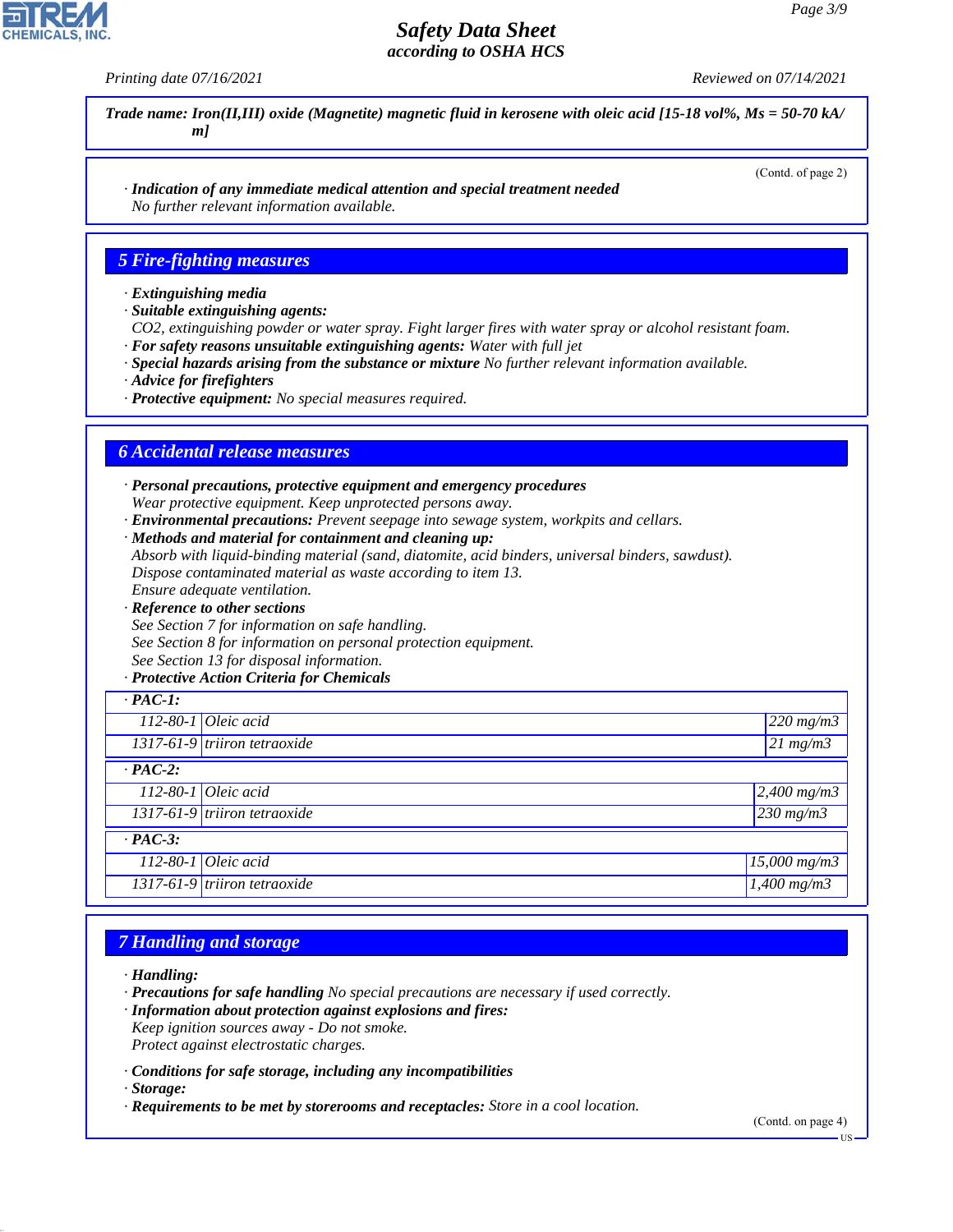**Trade name: Iron(II,III) oxide (Magnetite) magnetic fluid in kerosene with oleic acid [15-18 vol%, Ms = 50-70 kA/m]**

(Contd. of page 2)

· **Indication of any immediate medical attention and special treatment needed**
No further relevant information available.

## 5 Fire-fighting measures

· **Extinguishing media**
· **Suitable extinguishing agents:**
$CO_2$, extinguishing powder or water spray. Fight larger fires with water spray or alcohol resistant foam.
· **For safety reasons unsuitable extinguishing agents:** Water with full jet
· **Special hazards arising from the substance or mixture** No further relevant information available.
· **Advice for firefighters**
· **Protective equipment:** No special measures required.

## 6 Accidental release measures

· **Personal precautions, protective equipment and emergency procedures**
Wear protective equipment. Keep unprotected persons away.
· **Environmental precautions:** Prevent seepage into sewage system, workpits and cellars.
· **Methods and material for containment and cleaning up:**
Absorb with liquid-binding material (sand, diatomite, acid binders, universal binders, sawdust).
Dispose contaminated material as waste according to item 13.
Ensure adequate ventilation.
· **Reference to other sections**
See Section 7 for information on safe handling.
See Section 8 for information on personal protection equipment.
See Section 13 for disposal information.
· **Protective Action Criteria for Chemicals**

| · **PAC-1:** | | |
|---|---|---|
| 112-80-1 | Oleic acid | 220 mg/m3 |
| 1317-61-9 | triiron tetraoxide | 21 mg/m3 |
| · **PAC-2:** | | |
| 112-80-1 | Oleic acid | 2,400 mg/m3 |
| 1317-61-9 | triiron tetraoxide | 230 mg/m3 |
| · **PAC-3:** | | |
| 112-80-1 | Oleic acid | 15,000 mg/m3 |
| 1317-61-9 | triiron tetraoxide | 1,400 mg/m3 |

## 7 Handling and storage

· **Handling:**
· **Precautions for safe handling** No special precautions are necessary if used correctly.
· **Information about protection against explosions and fires:**
Keep ignition sources away - Do not smoke.
Protect against electrostatic charges.

· **Conditions for safe storage, including any incompatibilities**
· **Storage:**
· **Requirements to be met by storerooms and receptacles:** Store in a cool location.

(Contd. on page 4)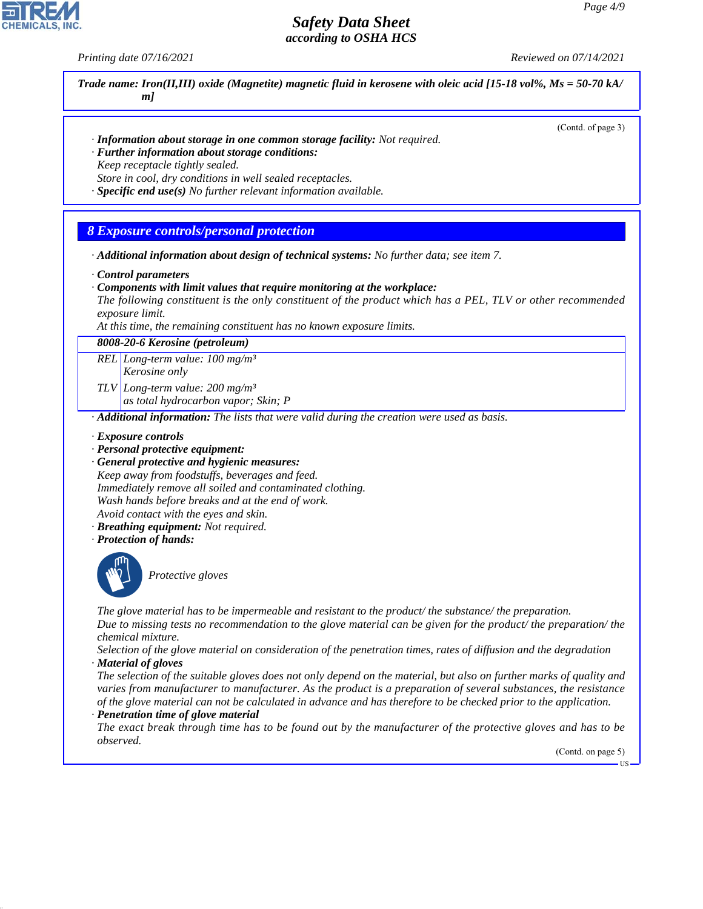**Trade name: Iron(II,III) oxide (Magnetite) magnetic fluid in kerosene with oleic acid [15-18 vol%, Ms = 50-70 kA/m]**

(Contd. of page 3)

· **Information about storage in one common storage facility:** Not required.
· **Further information about storage conditions:**
Keep receptacle tightly sealed.
Store in cool, dry conditions in well sealed receptacles.
· **Specific end use(s)** No further relevant information available.

## 8 Exposure controls/personal protection

· **Additional information about design of technical systems:** No further data; see item 7.

· **Control parameters**
· **Components with limit values that require monitoring at the workplace:**
The following constituent is the only constituent of the product which has a PEL, TLV or other recommended exposure limit.
At this time, the remaining constituent has no known exposure limits.

| **8008-20-6 Kerosine (petroleum)** | |
|---|---|
| REL | Long-term value: 100 mg/m³<br>Kerosine only |
| TLV | Long-term value: 200 mg/m³<br>as total hydrocarbon vapor; Skin; P |

· **Additional information:** The lists that were valid during the creation were used as basis.

· **Exposure controls**
· **Personal protective equipment:**
· **General protective and hygienic measures:**
Keep away from foodstuffs, beverages and feed.
Immediately remove all soiled and contaminated clothing.
Wash hands before breaks and at the end of work.
Avoid contact with the eyes and skin.
· **Breathing equipment:** Not required.
· **Protection of hands:**

Protective gloves

The glove material has to be impermeable and resistant to the product/ the substance/ the preparation.
Due to missing tests no recommendation to the glove material can be given for the product/ the preparation/ the chemical mixture.
Selection of the glove material on consideration of the penetration times, rates of diffusion and the degradation
· **Material of gloves**
The selection of the suitable gloves does not only depend on the material, but also on further marks of quality and varies from manufacturer to manufacturer. As the product is a preparation of several substances, the resistance of the glove material can not be calculated in advance and has therefore to be checked prior to the application.
· **Penetration time of glove material**
The exact break through time has to be found out by the manufacturer of the protective gloves and has to be observed.

(Contd. on page 5)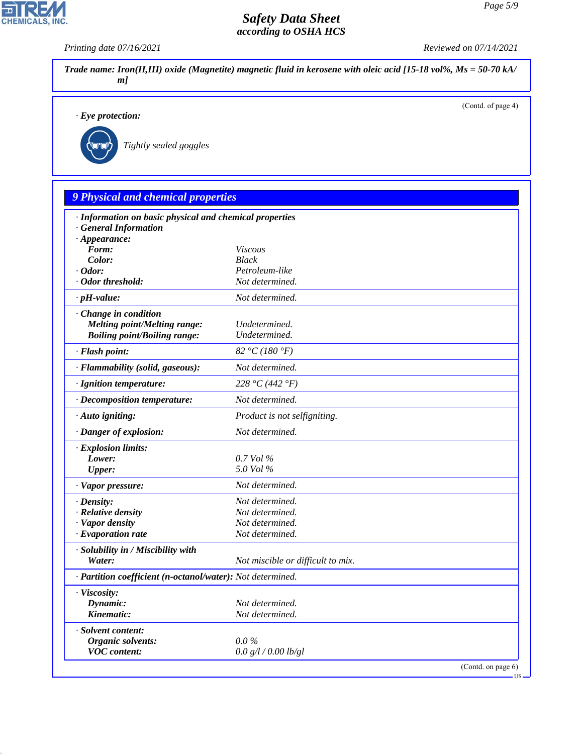**Trade name: Iron(II,III) oxide (Magnetite) magnetic fluid in kerosene with oleic acid [15-18 vol%, Ms = 50-70 kA/m]**

(Contd. of page 4)

· **Eye protection:**

Tightly sealed goggles

## 9 Physical and chemical properties

· **Information on basic physical and chemical properties**
· **General Information**

| | |
|---|---|
| · **Appearance:** | |
| **Form:** | Viscous |
| **Color:** | Black |
| · **Odor:** | Petroleum-like |
| · **Odor threshold:** | Not determined. |
| · **pH-value:** | Not determined. |
| · **Change in condition** | |
| **Melting point/Melting range:** | Undetermined. |
| **Boiling point/Boiling range:** | Undetermined. |
| · **Flash point:** | 82 °C (180 °F) |
| · **Flammability (solid, gaseous):** | Not determined. |
| · **Ignition temperature:** | 228 °C (442 °F) |
| · **Decomposition temperature:** | Not determined. |
| · **Auto igniting:** | Product is not selfigniting. |
| · **Danger of explosion:** | Not determined. |
| · **Explosion limits:** | |
| **Lower:** | 0.7 Vol % |
| **Upper:** | 5.0 Vol % |
| · **Vapor pressure:** | Not determined. |
| · **Density:** | Not determined. |
| · **Relative density** | Not determined. |
| · **Vapor density** | Not determined. |
| · **Evaporation rate** | Not determined. |
| · **Solubility in / Miscibility with** | |
| **Water:** | Not miscible or difficult to mix. |
| · **Partition coefficient (n-octanol/water):** | Not determined. |
| · **Viscosity:** | |
| **Dynamic:** | Not determined. |
| **Kinematic:** | Not determined. |
| · **Solvent content:** | |
| **Organic solvents:** | 0.0 % |
| **VOC content:** | 0.0 g/l / 0.00 lb/gl |

(Contd. on page 6)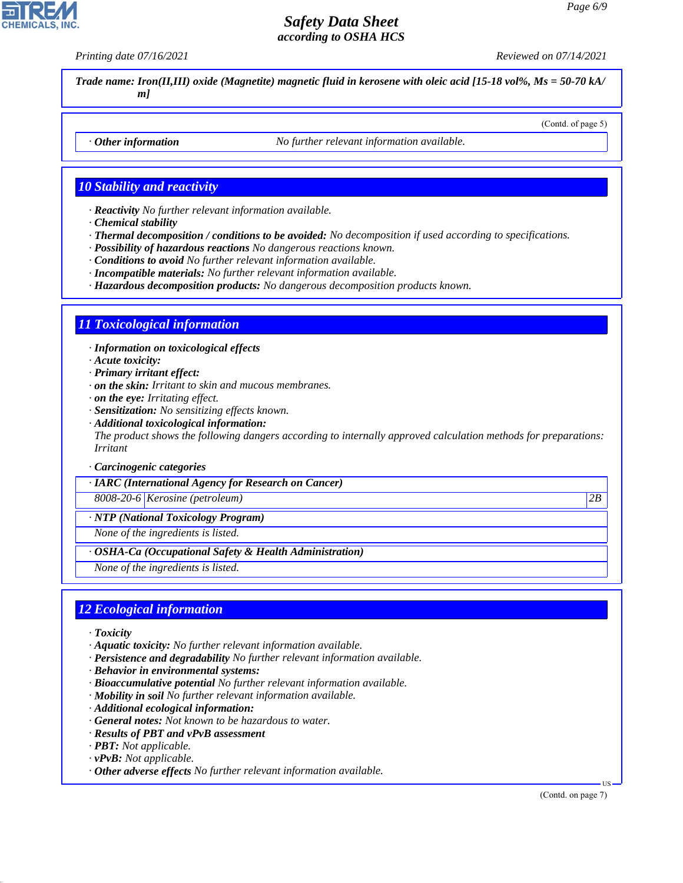**Trade name: Iron(II,III) oxide (Magnetite) magnetic fluid in kerosene with oleic acid [15-18 vol%, Ms = 50-70 kA/m]**

(Contd. of page 5)

· **Other information** No further relevant information available.

## 10 Stability and reactivity

· **Reactivity** No further relevant information available.
· **Chemical stability**
· **Thermal decomposition / conditions to be avoided:** No decomposition if used according to specifications.
· **Possibility of hazardous reactions** No dangerous reactions known.
· **Conditions to avoid** No further relevant information available.
· **Incompatible materials:** No further relevant information available.
· **Hazardous decomposition products:** No dangerous decomposition products known.

## 11 Toxicological information

· **Information on toxicological effects**
· **Acute toxicity:**
· **Primary irritant effect:**
· **on the skin:** Irritant to skin and mucous membranes.
· **on the eye:** Irritating effect.
· **Sensitization:** No sensitizing effects known.
· **Additional toxicological information:**
The product shows the following dangers according to internally approved calculation methods for preparations:
Irritant

· **Carcinogenic categories**

| · **IARC (International Agency for Research on Cancer)** | | |
|---|---|---|
| 8008-20-6 | Kerosine (petroleum) | 2B |

| · **NTP (National Toxicology Program)** |
|---|
| None of the ingredients is listed. |

| · **OSHA-Ca (Occupational Safety & Health Administration)** |
|---|
| None of the ingredients is listed. |

## 12 Ecological information

· **Toxicity**
· **Aquatic toxicity:** No further relevant information available.
· **Persistence and degradability** No further relevant information available.
· **Behavior in environmental systems:**
· **Bioaccumulative potential** No further relevant information available.
· **Mobility in soil** No further relevant information available.
· **Additional ecological information:**
· **General notes:** Not known to be hazardous to water.
· **Results of PBT and vPvB assessment**
· **PBT:** Not applicable.
· **vPvB:** Not applicable.
· **Other adverse effects** No further relevant information available.

(Contd. on page 7)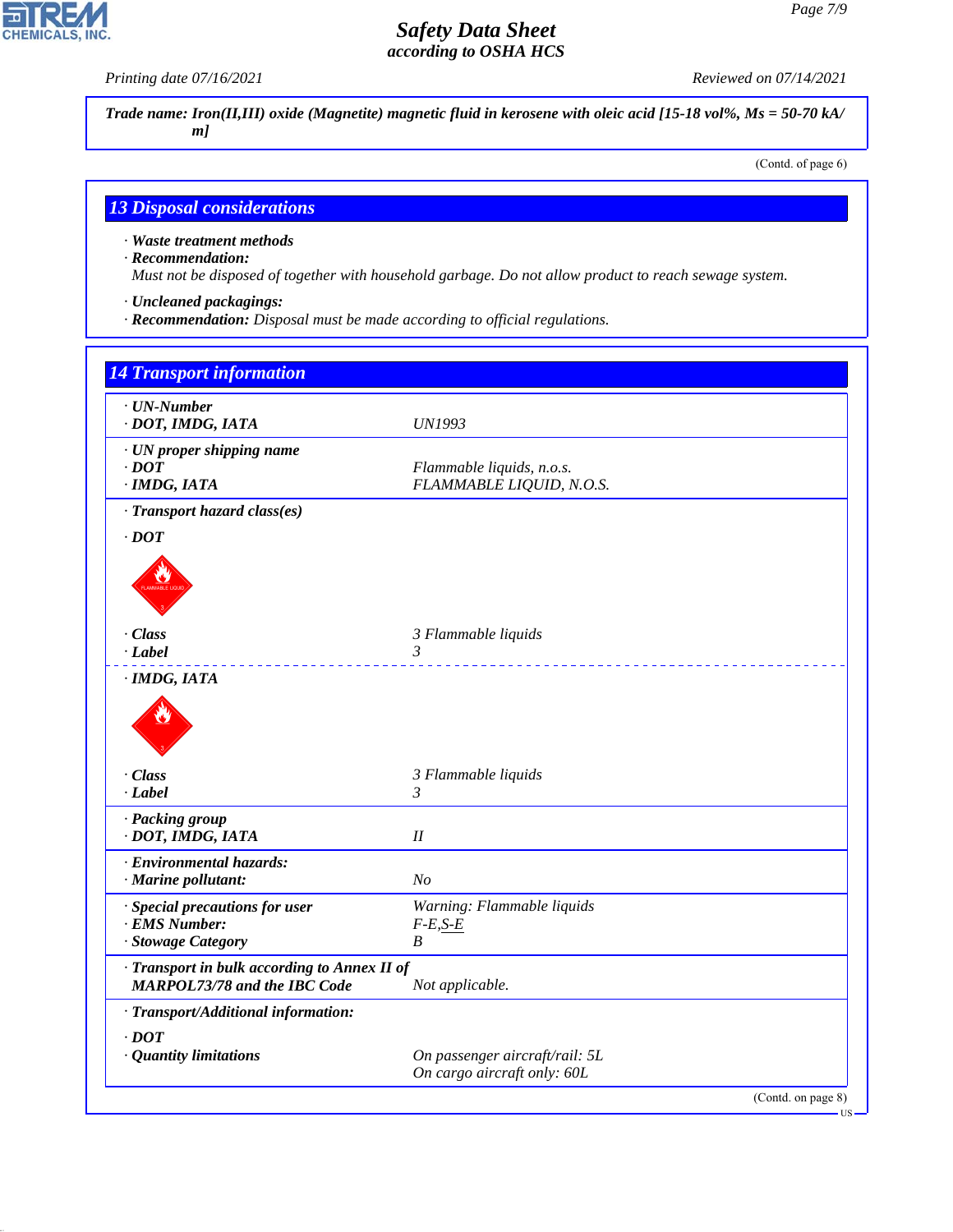**Trade name: Iron(II,III) oxide (Magnetite) magnetic fluid in kerosene with oleic acid [15-18 vol%, Ms = 50-70 kA/m]**

(Contd. of page 6)

## 13 Disposal considerations

· **Waste treatment methods**
· **Recommendation:**
Must not be disposed of together with household garbage. Do not allow product to reach sewage system.

· **Uncleaned packagings:**
· **Recommendation:** Disposal must be made according to official regulations.

## 14 Transport information

| | |
|---|---|
| · **UN-Number** | |
| · **DOT, IMDG, IATA** | UN1993 |
| · **UN proper shipping name** | |
| · **DOT** | Flammable liquids, n.o.s. |
| · **IMDG, IATA** | FLAMMABLE LIQUID, N.O.S. |
| · **Transport hazard class(es)** | |
| · **DOT** | |
| · **Class** | 3 Flammable liquids |
| · **Label** | 3 |
| · **IMDG, IATA** | |
| · **Class** | 3 Flammable liquids |
| · **Label** | 3 |
| · **Packing group** | |
| · **DOT, IMDG, IATA** | II |
| · **Environmental hazards:** | |
| · **Marine pollutant:** | No |
| · **Special precautions for user** | Warning: Flammable liquids |
| · **EMS Number:** | F-E,S-E |
| · **Stowage Category** | B |
| · **Transport in bulk according to Annex II of MARPOL73/78 and the IBC Code** | Not applicable. |
| · **Transport/Additional information:** | |
| · **DOT** | |
| · **Quantity limitations** | On passenger aircraft/rail: 5L<br>On cargo aircraft only: 60L |

(Contd. on page 8)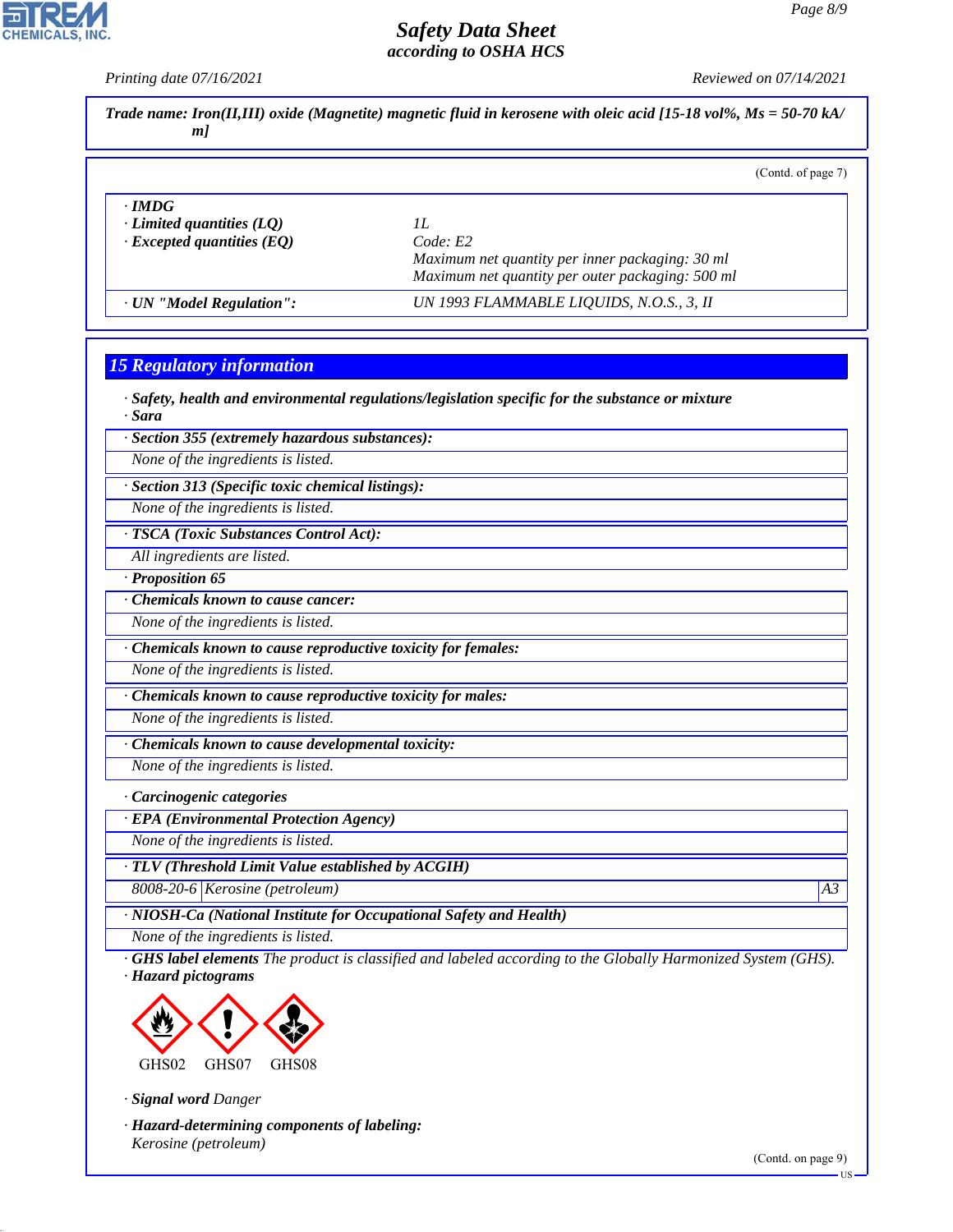**Trade name: Iron(II,III) oxide (Magnetite) magnetic fluid in kerosene with oleic acid [15-18 vol%, Ms = 50-70 kA/m]**

(Contd. of page 7)

| | |
|---|---|
| · **IMDG** | |
| · **Limited quantities (LQ)** | 1L |
| · **Excepted quantities (EQ)** | Code: E2<br>Maximum net quantity per inner packaging: 30 ml<br>Maximum net quantity per outer packaging: 500 ml |
| · **UN "Model Regulation":** | UN 1993 FLAMMABLE LIQUIDS, N.O.S., 3, II |

## 15 Regulatory information

· **Safety, health and environmental regulations/legislation specific for the substance or mixture**

· **Sara**

· **Section 355 (extremely hazardous substances):**

None of the ingredients is listed.

· **Section 313 (Specific toxic chemical listings):**

None of the ingredients is listed.

· **TSCA (Toxic Substances Control Act):**

All ingredients are listed.

· **Proposition 65**

· **Chemicals known to cause cancer:**

None of the ingredients is listed.

· **Chemicals known to cause reproductive toxicity for females:**

None of the ingredients is listed.

· **Chemicals known to cause reproductive toxicity for males:**

None of the ingredients is listed.

· **Chemicals known to cause developmental toxicity:**

None of the ingredients is listed.

· **Carcinogenic categories**

· **EPA (Environmental Protection Agency)**

None of the ingredients is listed.

· **TLV (Threshold Limit Value established by ACGIH)**

| | | |
|---|---|---|
| 8008-20-6 | Kerosine (petroleum) | A3 |

· **NIOSH-Ca (National Institute for Occupational Safety and Health)**

None of the ingredients is listed.

· **GHS label elements** The product is classified and labeled according to the Globally Harmonized System (GHS).

· **Hazard pictograms**

GHS02 GHS07 GHS08

· **Signal word** Danger

· **Hazard-determining components of labeling:**

Kerosine (petroleum)

(Contd. on page 9)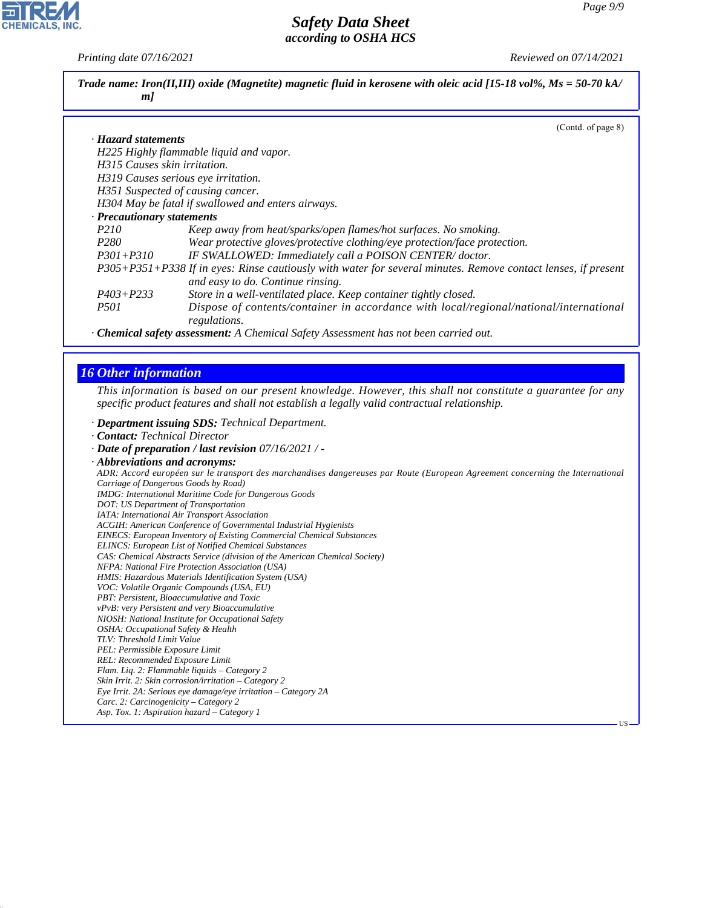**Trade name: Iron(II,III) oxide (Magnetite) magnetic fluid in kerosene with oleic acid [15-18 vol%, Ms = 50-70 kA/m]**

(Contd. of page 8)

· **Hazard statements**

H225 Highly flammable liquid and vapor.
H315 Causes skin irritation.
H319 Causes serious eye irritation.
H351 Suspected of causing cancer.
H304 May be fatal if swallowed and enters airways.

· **Precautionary statements**

| | |
|---|---|
| P210 | Keep away from heat/sparks/open flames/hot surfaces. No smoking. |
| P280 | Wear protective gloves/protective clothing/eye protection/face protection. |
| P301+P310 | IF SWALLOWED: Immediately call a POISON CENTER/ doctor. |
| P305+P351+P338 | If in eyes: Rinse cautiously with water for several minutes. Remove contact lenses, if present and easy to do. Continue rinsing. |
| P403+P233 | Store in a well-ventilated place. Keep container tightly closed. |
| P501 | Dispose of contents/container in accordance with local/regional/national/international regulations. |

· **Chemical safety assessment:** A Chemical Safety Assessment has not been carried out.

## 16 Other information

This information is based on our present knowledge. However, this shall not constitute a guarantee for any specific product features and shall not establish a legally valid contractual relationship.

· **Department issuing SDS:** Technical Department.
· **Contact:** Technical Director
· **Date of preparation / last revision** 07/16/2021 / -
· **Abbreviations and acronyms:**

ADR: Accord européen sur le transport des marchandises dangereuses par Route (European Agreement concerning the International Carriage of Dangerous Goods by Road)
IMDG: International Maritime Code for Dangerous Goods
DOT: US Department of Transportation
IATA: International Air Transport Association
ACGIH: American Conference of Governmental Industrial Hygienists
EINECS: European Inventory of Existing Commercial Chemical Substances
ELINCS: European List of Notified Chemical Substances
CAS: Chemical Abstracts Service (division of the American Chemical Society)
NFPA: National Fire Protection Association (USA)
HMIS: Hazardous Materials Identification System (USA)
VOC: Volatile Organic Compounds (USA, EU)
PBT: Persistent, Bioaccumulative and Toxic
vPvB: very Persistent and very Bioaccumulative
NIOSH: National Institute for Occupational Safety
OSHA: Occupational Safety & Health
TLV: Threshold Limit Value
PEL: Permissible Exposure Limit
REL: Recommended Exposure Limit
Flam. Liq. 2: Flammable liquids – Category 2
Skin Irrit. 2: Skin corrosion/irritation – Category 2
Eye Irrit. 2A: Serious eye damage/eye irritation – Category 2A
Carc. 2: Carcinogenicity – Category 2
Asp. Tox. 1: Aspiration hazard – Category 1